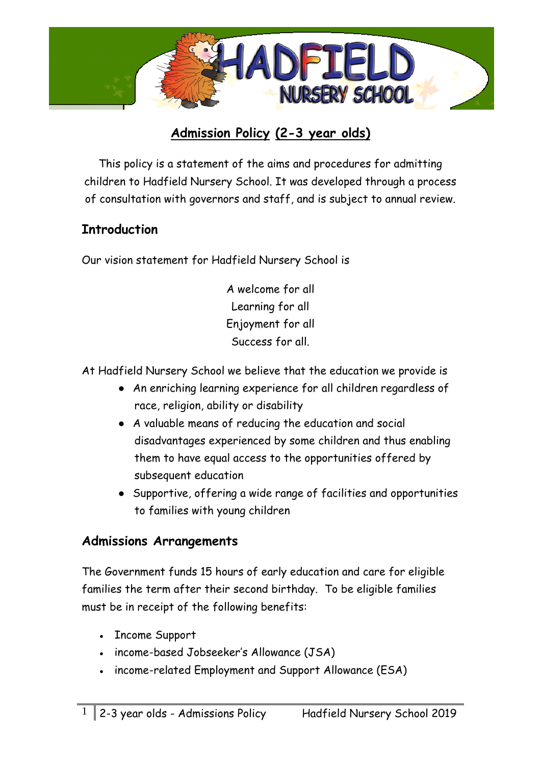# Admission Policy (2-3 year olds)

This policy is a statement of the aims and procedures for admitting children to Hadfield Nursery School. It was developed through a process of consultation with governors and staff, and is subject to annual review.

## Introduction

Our vision statement for Hadfield Nursery School is

A welcome for all
Learning for all
Enjoyment for all
Success for all.

At Hadfield Nursery School we believe that the education we provide is

- An enriching learning experience for all children regardless of race, religion, ability or disability
- A valuable means of reducing the education and social disadvantages experienced by some children and thus enabling them to have equal access to the opportunities offered by subsequent education
- Supportive, offering a wide range of facilities and opportunities to families with young children

## Admissions Arrangements

The Government funds 15 hours of early education and care for eligible families the term after their second birthday. To be eligible families must be in receipt of the following benefits:

- Income Support
- income-based Jobseeker's Allowance (JSA)
- income-related Employment and Support Allowance (ESA)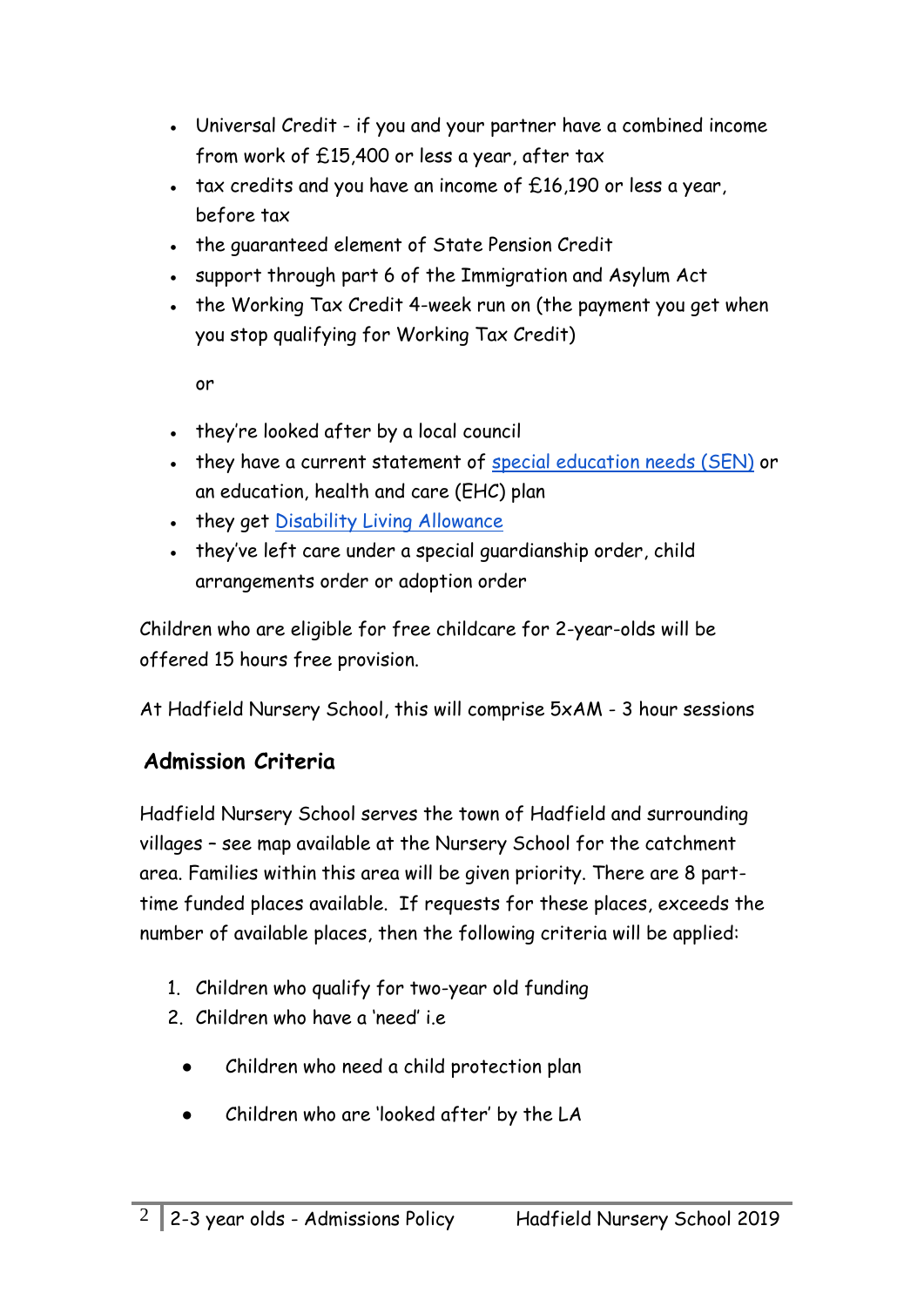- Universal Credit - if you and your partner have a combined income from work of £15,400 or less a year, after tax
- tax credits and you have an income of £16,190 or less a year, before tax
- the guaranteed element of State Pension Credit
- support through part 6 of the Immigration and Asylum Act
- the Working Tax Credit 4-week run on (the payment you get when you stop qualifying for Working Tax Credit)

  or

- they're looked after by a local council
- they have a current statement of special education needs (SEN) or an education, health and care (EHC) plan
- they get Disability Living Allowance
- they've left care under a special guardianship order, child arrangements order or adoption order

Children who are eligible for free childcare for 2-year-olds will be offered 15 hours free provision.

At Hadfield Nursery School, this will comprise 5xAM - 3 hour sessions

## Admission Criteria

Hadfield Nursery School serves the town of Hadfield and surrounding villages – see map available at the Nursery School for the catchment area. Families within this area will be given priority. There are 8 part-time funded places available. If requests for these places, exceeds the number of available places, then the following criteria will be applied:

1. Children who qualify for two-year old funding
2. Children who have a 'need' i.e
   - Children who need a child protection plan
   - Children who are 'looked after' by the LA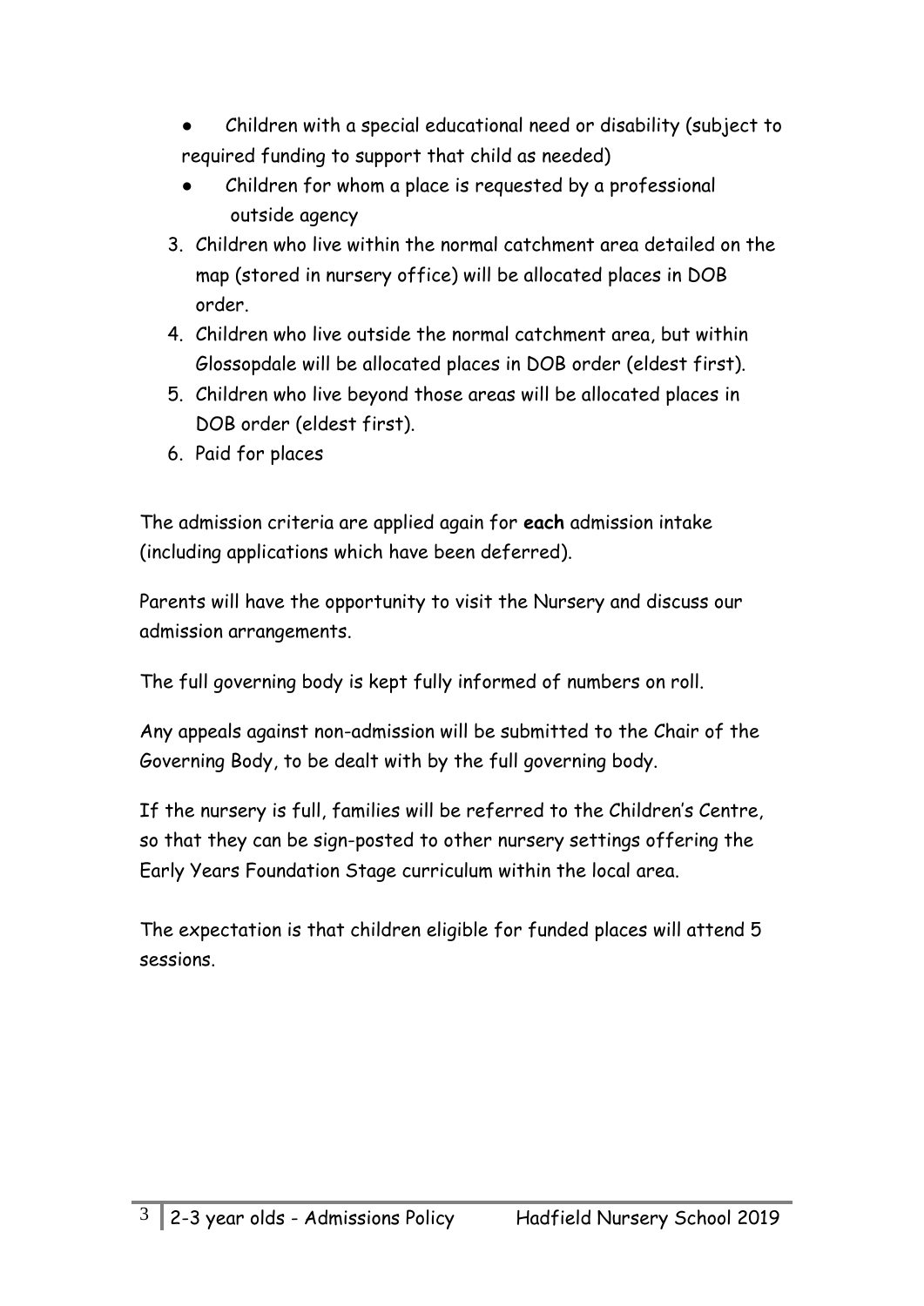- Children with a special educational need or disability (subject to required funding to support that child as needed)
- Children for whom a place is requested by a professional outside agency

3. Children who live within the normal catchment area detailed on the map (stored in nursery office) will be allocated places in DOB order.
4. Children who live outside the normal catchment area, but within Glossopdale will be allocated places in DOB order (eldest first).
5. Children who live beyond those areas will be allocated places in DOB order (eldest first).
6. Paid for places

The admission criteria are applied again for **each** admission intake (including applications which have been deferred).

Parents will have the opportunity to visit the Nursery and discuss our admission arrangements.

The full governing body is kept fully informed of numbers on roll.

Any appeals against non-admission will be submitted to the Chair of the Governing Body, to be dealt with by the full governing body.

If the nursery is full, families will be referred to the Children's Centre, so that they can be sign-posted to other nursery settings offering the Early Years Foundation Stage curriculum within the local area.

The expectation is that children eligible for funded places will attend 5 sessions.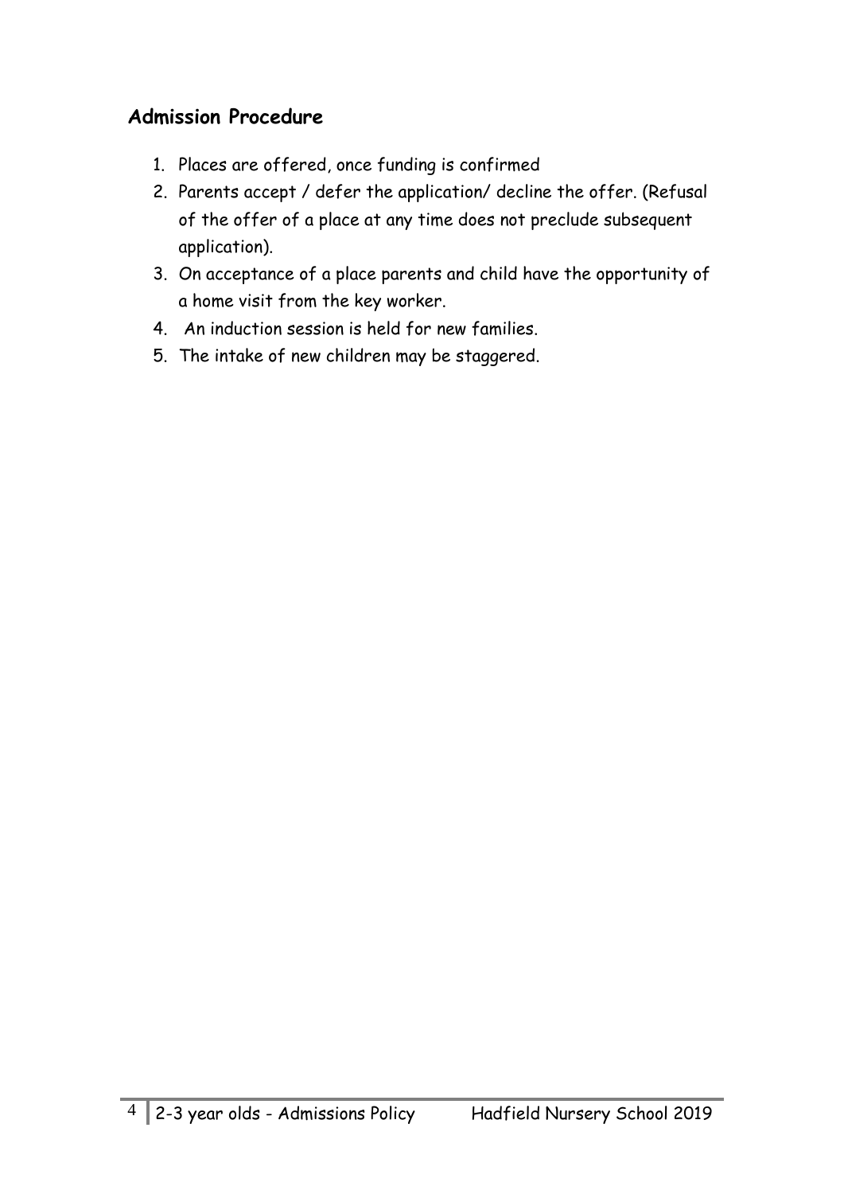## Admission Procedure

1. Places are offered, once funding is confirmed
2. Parents accept / defer the application/ decline the offer. (Refusal of the offer of a place at any time does not preclude subsequent application).
3. On acceptance of a place parents and child have the opportunity of a home visit from the key worker.
4. An induction session is held for new families.
5. The intake of new children may be staggered.